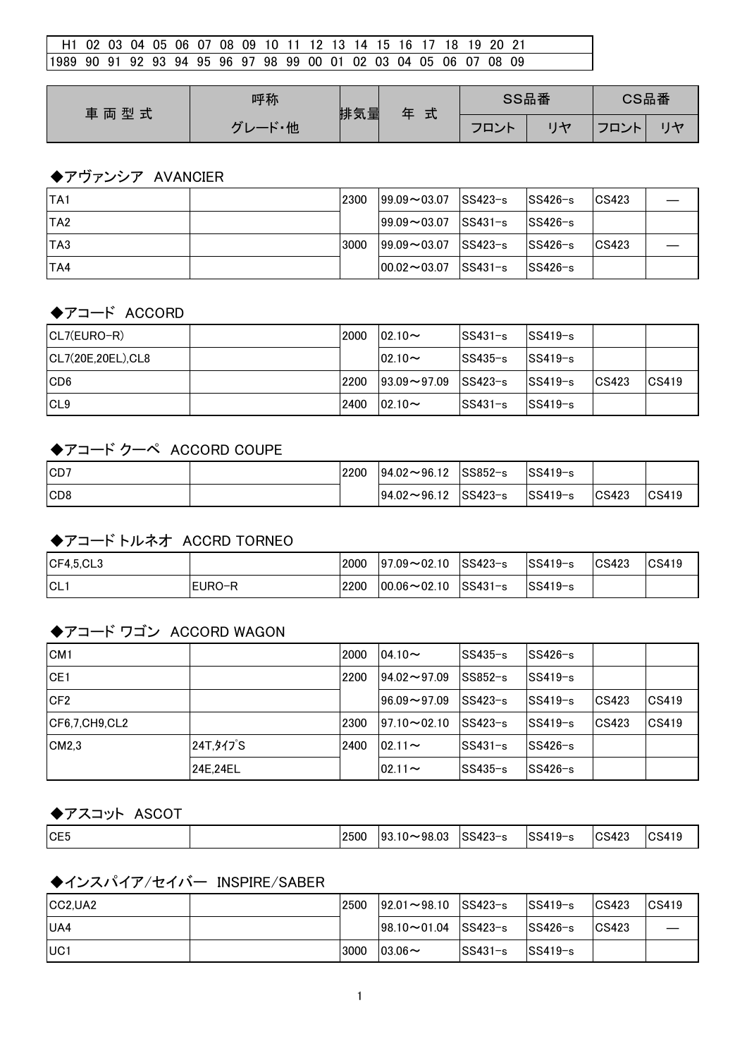| H1 | 02 | 03 | 04 | 05 | 06 | 07 | 08 | 09 | 10 | 11 | 12 | 13 | 14 | 15 | 16 | 17 | 18 | 19 | 20 | 21 |
|---|---|---|---|---|---|---|---|---|---|---|---|---|---|---|---|---|---|---|---|---|
| 1989 | 90 | 91 | 92 | 93 | 94 | 95 | 96 | 97 | 98 | 99 | 00 | 01 | 02 | 03 | 04 | 05 | 06 | 07 | 08 | 09 |

| 車 両 型 式 | 呼称 | 排気量 | 年 式 | SS品番 | | CS品番 | |
|---|---|---|---|---|---|---|---|
| | グレード・他 | | | フロント | リヤ | フロント | リヤ |

### ◆アヴァンシア　AVANCIER

| | | | | | | | |
|---|---|---|---|---|---|---|---|
| TA1 | | 2300 | 99.09～03.07 | SS423-s | SS426-s | CS423 | — |
| TA2 | | | 99.09～03.07 | SS431-s | SS426-s | | |
| TA3 | | 3000 | 99.09～03.07 | SS423-s | SS426-s | CS423 | — |
| TA4 | | | 00.02～03.07 | SS431-s | SS426-s | | |

### ◆アコード　ACCORD

| | | | | | | | |
|---|---|---|---|---|---|---|---|
| CL7(EURO-R) | | 2000 | 02.10～ | SS431-s | SS419-s | | |
| CL7(20E,20EL),CL8 | | | 02.10～ | SS435-s | SS419-s | | |
| CD6 | | 2200 | 93.09～97.09 | SS423-s | SS419-s | CS423 | CS419 |
| CL9 | | 2400 | 02.10～ | SS431-s | SS419-s | | |

### ◆アコード クーペ　ACCORD COUPE

| | | | | | | | |
|---|---|---|---|---|---|---|---|
| CD7 | | 2200 | 94.02～96.12 | SS852-s | SS419-s | | |
| CD8 | | | 94.02～96.12 | SS423-s | SS419-s | CS423 | CS419 |

### ◆アコード トルネオ　ACCRD TORNEO

| | | | | | | | |
|---|---|---|---|---|---|---|---|
| CF4,5,CL3 | | 2000 | 97.09～02.10 | SS423-s | SS419-s | CS423 | CS419 |
| CL1 | EURO-R | 2200 | 00.06～02.10 | SS431-s | SS419-s | | |

### ◆アコード ワゴン　ACCORD WAGON

| | | | | | | | |
|---|---|---|---|---|---|---|---|
| CM1 | | 2000 | 04.10～ | SS435-s | SS426-s | | |
| CE1 | | 2200 | 94.02～97.09 | SS852-s | SS419-s | | |
| CF2 | | | 96.09～97.09 | SS423-s | SS419-s | CS423 | CS419 |
| CF6,7,CH9,CL2 | | 2300 | 97.10～02.10 | SS423-s | SS419-s | CS423 | CS419 |
| CM2,3 | 24T,ﾀｲﾌﾟS | 2400 | 02.11～ | SS431-s | SS426-s | | |
| | 24E,24EL | | 02.11～ | SS435-s | SS426-s | | |

### ◆アスコット　ASCOT

| | | | | | | | |
|---|---|---|---|---|---|---|---|
| CE5 | | 2500 | 93.10～98.03 | SS423-s | SS419-s | CS423 | CS419 |

### ◆インスパイア/セイバー　INSPIRE/SABER

| | | | | | | | |
|---|---|---|---|---|---|---|---|
| CC2,UA2 | | 2500 | 92.01～98.10 | SS423-s | SS419-s | CS423 | CS419 |
| UA4 | | | 98.10～01.04 | SS423-s | SS426-s | CS423 | — |
| UC1 | | 3000 | 03.06～ | SS431-s | SS419-s | | |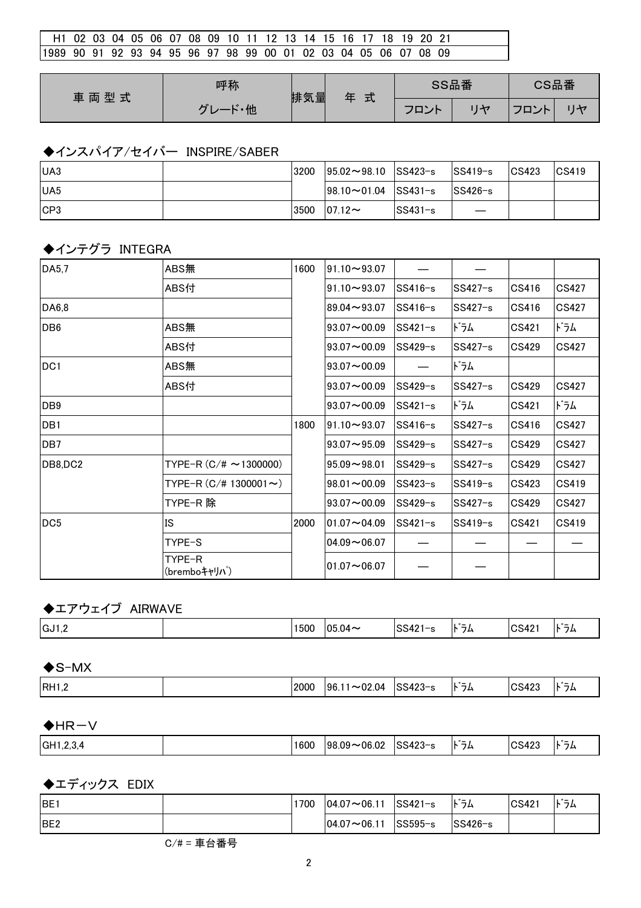| H1 | 02 | 03 | 04 | 05 | 06 | 07 | 08 | 09 | 10 | 11 | 12 | 13 | 14 | 15 | 16 | 17 | 18 | 19 | 20 | 21 |
|---|---|---|---|---|---|---|---|---|---|---|---|---|---|---|---|---|---|---|---|---|
| 1989 | 90 | 91 | 92 | 93 | 94 | 95 | 96 | 97 | 98 | 99 | 00 | 01 | 02 | 03 | 04 | 05 | 06 | 07 | 08 | 09 |

| 車両型式 | 呼称 | 排気量 | 年式 | SS品番 | | CS品番 | |
|---|---|---|---|---|---|---|---|
| | グレード・他 | | | フロント | リヤ | フロント | リヤ |

### ◆インスパイア/セイバー　INSPIRE/SABER

| 車両型式 | グレード・他 | 排気量 | 年式 | SSフロント | SSリヤ | CSフロント | CSリヤ |
|---|---|---|---|---|---|---|---|
| UA3 | | 3200 | 95.02～98.10 | SS423-s | SS419-s | CS423 | CS419 |
| UA5 | | | 98.10～01.04 | SS431-s | SS426-s | | |
| CP3 | | 3500 | 07.12～ | SS431-s | — | | |

### ◆インテグラ　INTEGRA

| 車両型式 | グレード・他 | 排気量 | 年式 | SSフロント | SSリヤ | CSフロント | CSリヤ |
|---|---|---|---|---|---|---|---|
| DA5,7 | ABS無 | 1600 | 91.10～93.07 | — | — | | |
| | ABS付 | | 91.10～93.07 | SS416-s | SS427-s | CS416 | CS427 |
| DA6,8 | | | 89.04～93.07 | SS416-s | SS427-s | CS416 | CS427 |
| DB6 | ABS無 | | 93.07～00.09 | SS421-s | ﾄﾞﾗﾑ | CS421 | ﾄﾞﾗﾑ |
| | ABS付 | | 93.07～00.09 | SS429-s | SS427-s | CS429 | CS427 |
| DC1 | ABS無 | | 93.07～00.09 | — | ﾄﾞﾗﾑ | | |
| | ABS付 | | 93.07～00.09 | SS429-s | SS427-s | CS429 | CS427 |
| DB9 | | | 93.07～00.09 | SS421-s | ﾄﾞﾗﾑ | CS421 | ﾄﾞﾗﾑ |
| DB1 | | 1800 | 91.10～93.07 | SS416-s | SS427-s | CS416 | CS427 |
| DB7 | | | 93.07～95.09 | SS429-s | SS427-s | CS429 | CS427 |
| DB8,DC2 | TYPE-R (C/# ～1300000) | | 95.09～98.01 | SS429-s | SS427-s | CS429 | CS427 |
| | TYPE-R (C/# 1300001～) | | 98.01～00.09 | SS423-s | SS419-s | CS423 | CS419 |
| | TYPE-R 除 | | 93.07～00.09 | SS429-s | SS427-s | CS429 | CS427 |
| DC5 | IS | 2000 | 01.07～04.09 | SS421-s | SS419-s | CS421 | CS419 |
| | TYPE-S | | 04.09～06.07 | — | — | — | — |
| | TYPE-R (bremboｷｬﾘﾊﾟ) | | 01.07～06.07 | — | — | | |

### ◆エアウェイブ　AIRWAVE

| 車両型式 | グレード・他 | 排気量 | 年式 | SSフロント | SSリヤ | CSフロント | CSリヤ |
|---|---|---|---|---|---|---|---|
| GJ1,2 | | 1500 | 05.04～ | SS421-s | ﾄﾞﾗﾑ | CS421 | ﾄﾞﾗﾑ |

### ◆S-MX

| 車両型式 | グレード・他 | 排気量 | 年式 | SSフロント | SSリヤ | CSフロント | CSリヤ |
|---|---|---|---|---|---|---|---|
| RH1,2 | | 2000 | 96.11～02.04 | SS423-s | ﾄﾞﾗﾑ | CS423 | ﾄﾞﾗﾑ |

### ◆HR－V

| 車両型式 | グレード・他 | 排気量 | 年式 | SSフロント | SSリヤ | CSフロント | CSリヤ |
|---|---|---|---|---|---|---|---|
| GH1,2,3,4 | | 1600 | 98.09～06.02 | SS423-s | ﾄﾞﾗﾑ | CS423 | ﾄﾞﾗﾑ |

### ◆エディックス　EDIX

| 車両型式 | グレード・他 | 排気量 | 年式 | SSフロント | SSリヤ | CSフロント | CSリヤ |
|---|---|---|---|---|---|---|---|
| BE1 | | 1700 | 04.07～06.11 | SS421-s | ﾄﾞﾗﾑ | CS421 | ﾄﾞﾗﾑ |
| BE2 | | | 04.07～06.11 | SS595-s | SS426-s | | |

C/# = 車台番号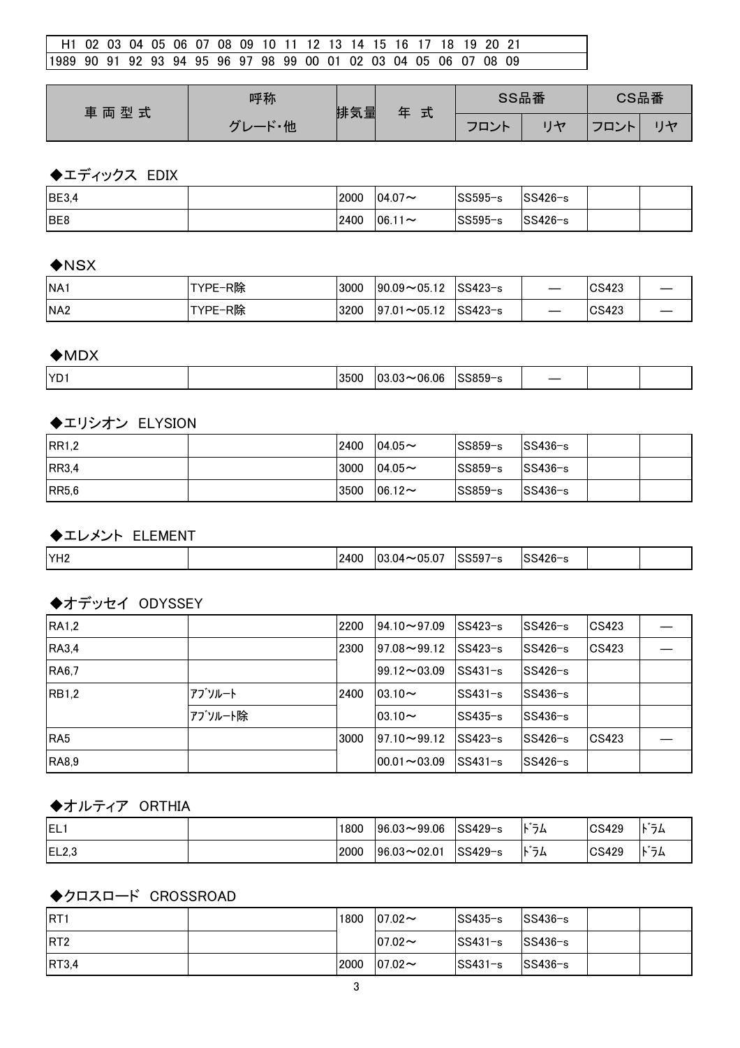| H1 | 02 | 03 | 04 | 05 | 06 | 07 | 08 | 09 | 10 | 11 | 12 | 13 | 14 | 15 | 16 | 17 | 18 | 19 | 20 | 21 |
|---|---|---|---|---|---|---|---|---|---|---|---|---|---|---|---|---|---|---|---|---|
| 1989 | 90 | 91 | 92 | 93 | 94 | 95 | 96 | 97 | 98 | 99 | 00 | 01 | 02 | 03 | 04 | 05 | 06 | 07 | 08 | 09 |

| 車両型式 | 呼称 | 排気量 | 年式 | SS品番 | | CS品番 | |
|---|---|---|---|---|---|---|---|
| | グレード・他 | | | フロント | リヤ | フロント | リヤ |

### ◆エディックス EDIX

| 車両型式 | グレード・他 | 排気量 | 年式 | SSフロント | SSリヤ | CSフロント | CSリヤ |
|---|---|---|---|---|---|---|---|
| BE3,4 | | 2000 | 04.07～ | SS595-s | SS426-s | | |
| BE8 | | 2400 | 06.11～ | SS595-s | SS426-s | | |

### ◆NSX

| 車両型式 | グレード・他 | 排気量 | 年式 | SSフロント | SSリヤ | CSフロント | CSリヤ |
|---|---|---|---|---|---|---|---|
| NA1 | TYPE-R除 | 3000 | 90.09～05.12 | SS423-s | — | CS423 | — |
| NA2 | TYPE-R除 | 3200 | 97.01～05.12 | SS423-s | — | CS423 | — |

### ◆MDX

| 車両型式 | グレード・他 | 排気量 | 年式 | SSフロント | SSリヤ | CSフロント | CSリヤ |
|---|---|---|---|---|---|---|---|
| YD1 | | 3500 | 03.03～06.06 | SS859-s | — | | |

### ◆エリシオン ELYSION

| 車両型式 | グレード・他 | 排気量 | 年式 | SSフロント | SSリヤ | CSフロント | CSリヤ |
|---|---|---|---|---|---|---|---|
| RR1,2 | | 2400 | 04.05～ | SS859-s | SS436-s | | |
| RR3,4 | | 3000 | 04.05～ | SS859-s | SS436-s | | |
| RR5,6 | | 3500 | 06.12～ | SS859-s | SS436-s | | |

### ◆エレメント ELEMENT

| 車両型式 | グレード・他 | 排気量 | 年式 | SSフロント | SSリヤ | CSフロント | CSリヤ |
|---|---|---|---|---|---|---|---|
| YH2 | | 2400 | 03.04～05.07 | SS597-s | SS426-s | | |

### ◆オデッセイ ODYSSEY

| 車両型式 | グレード・他 | 排気量 | 年式 | SSフロント | SSリヤ | CSフロント | CSリヤ |
|---|---|---|---|---|---|---|---|
| RA1,2 | | 2200 | 94.10～97.09 | SS423-s | SS426-s | CS423 | — |
| RA3,4 | | 2300 | 97.08～99.12 | SS423-s | SS426-s | CS423 | — |
| RA6,7 | | | 99.12～03.09 | SS431-s | SS426-s | | |
| RB1,2 | ｱﾌﾞｿﾙｰﾄ | 2400 | 03.10～ | SS431-s | SS436-s | | |
| | ｱﾌﾞｿﾙｰﾄ除 | | 03.10～ | SS435-s | SS436-s | | |
| RA5 | | 3000 | 97.10～99.12 | SS423-s | SS426-s | CS423 | — |
| RA8,9 | | | 00.01～03.09 | SS431-s | SS426-s | | |

### ◆オルティア ORTHIA

| 車両型式 | グレード・他 | 排気量 | 年式 | SSフロント | SSリヤ | CSフロント | CSリヤ |
|---|---|---|---|---|---|---|---|
| EL1 | | 1800 | 96.03～99.06 | SS429-s | ﾄﾞﾗﾑ | CS429 | ﾄﾞﾗﾑ |
| EL2,3 | | 2000 | 96.03～02.01 | SS429-s | ﾄﾞﾗﾑ | CS429 | ﾄﾞﾗﾑ |

### ◆クロスロード CROSSROAD

| 車両型式 | グレード・他 | 排気量 | 年式 | SSフロント | SSリヤ | CSフロント | CSリヤ |
|---|---|---|---|---|---|---|---|
| RT1 | | 1800 | 07.02～ | SS435-s | SS436-s | | |
| RT2 | | | 07.02～ | SS431-s | SS436-s | | |
| RT3,4 | | 2000 | 07.02～ | SS431-s | SS436-s | | |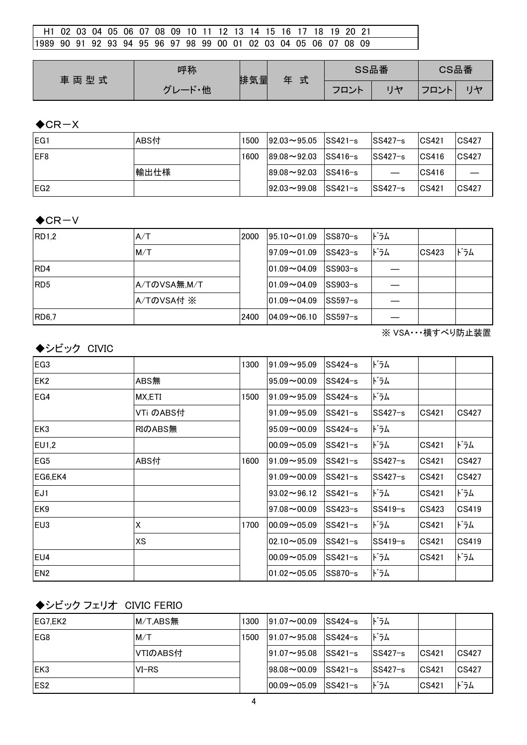| H1 | 02 | 03 | 04 | 05 | 06 | 07 | 08 | 09 | 10 | 11 | 12 | 13 | 14 | 15 | 16 | 17 | 18 | 19 | 20 | 21 |
|---|---|---|---|---|---|---|---|---|---|---|---|---|---|---|---|---|---|---|---|---|
| 1989 | 90 | 91 | 92 | 93 | 94 | 95 | 96 | 97 | 98 | 99 | 00 | 01 | 02 | 03 | 04 | 05 | 06 | 07 | 08 | 09 |

| 車両型式 | 呼称 | 排気量 | 年式 | SS品番 | | CS品番 | |
|---|---|---|---|---|---|---|---|
| | グレード・他 | | | フロント | リヤ | フロント | リヤ |

### ◆CR－X

| 車両型式 | グレード・他 | 排気量 | 年式 | SSフロント | SSリヤ | CSフロント | CSリヤ |
|---|---|---|---|---|---|---|---|
| EG1 | ABS付 | 1500 | 92.03～95.05 | SS421-s | SS427-s | CS421 | CS427 |
| EF8 | | 1600 | 89.08～92.03 | SS416-s | SS427-s | CS416 | CS427 |
| | 輸出仕様 | | 89.08～92.03 | SS416-s | — | CS416 | — |
| EG2 | | | 92.03～99.08 | SS421-s | SS427-s | CS421 | CS427 |

### ◆CR－V

| 車両型式 | グレード・他 | 排気量 | 年式 | SSフロント | SSリヤ | CSフロント | CSリヤ |
|---|---|---|---|---|---|---|---|
| RD1,2 | A/T | 2000 | 95.10～01.09 | SS870-s | ﾄﾞﾗﾑ | | |
| | M/T | | 97.09～01.09 | SS423-s | ﾄﾞﾗﾑ | CS423 | ﾄﾞﾗﾑ |
| RD4 | | | 01.09～04.09 | SS903-s | — | | |
| RD5 | A/TのVSA無,M/T | | 01.09～04.09 | SS903-s | — | | |
| | A/TのVSA付 ※ | | 01.09～04.09 | SS597-s | — | | |
| RD6,7 | | 2400 | 04.09～06.10 | SS597-s | — | | |

※ VSA・・・横すべり防止装置

### ◆シビック CIVIC

| 車両型式 | グレード・他 | 排気量 | 年式 | SSフロント | SSリヤ | CSフロント | CSリヤ |
|---|---|---|---|---|---|---|---|
| EG3 | | 1300 | 91.09～95.09 | SS424-s | ﾄﾞﾗﾑ | | |
| EK2 | ABS無 | | 95.09～00.09 | SS424-s | ﾄﾞﾗﾑ | | |
| EG4 | MX,ETI | 1500 | 91.09～95.09 | SS424-s | ﾄﾞﾗﾑ | | |
| | VTi のABS付 | | 91.09～95.09 | SS421-s | SS427-s | CS421 | CS427 |
| EK3 | RIのABS無 | | 95.09～00.09 | SS424-s | ﾄﾞﾗﾑ | | |
| EU1,2 | | | 00.09～05.09 | SS421-s | ﾄﾞﾗﾑ | CS421 | ﾄﾞﾗﾑ |
| EG5 | ABS付 | 1600 | 91.09～95.09 | SS421-s | SS427-s | CS421 | CS427 |
| EG6,EK4 | | | 91.09～00.09 | SS421-s | SS427-s | CS421 | CS427 |
| EJ1 | | | 93.02～96.12 | SS421-s | ﾄﾞﾗﾑ | CS421 | ﾄﾞﾗﾑ |
| EK9 | | | 97.08～00.09 | SS423-s | SS419-s | CS423 | CS419 |
| EU3 | X | 1700 | 00.09～05.09 | SS421-s | ﾄﾞﾗﾑ | CS421 | ﾄﾞﾗﾑ |
| | XS | | 02.10～05.09 | SS421-s | SS419-s | CS421 | CS419 |
| EU4 | | | 00.09～05.09 | SS421-s | ﾄﾞﾗﾑ | CS421 | ﾄﾞﾗﾑ |
| EN2 | | | 01.02～05.05 | SS870-s | ﾄﾞﾗﾑ | | |

### ◆シビック フェリオ CIVIC FERIO

| 車両型式 | グレード・他 | 排気量 | 年式 | SSフロント | SSリヤ | CSフロント | CSリヤ |
|---|---|---|---|---|---|---|---|
| EG7,EK2 | M/T,ABS無 | 1300 | 91.07～00.09 | SS424-s | ﾄﾞﾗﾑ | | |
| EG8 | M/T | 1500 | 91.07～95.08 | SS424-s | ﾄﾞﾗﾑ | | |
| | VTIのABS付 | | 91.07～95.08 | SS421-s | SS427-s | CS421 | CS427 |
| EK3 | VI-RS | | 98.08～00.09 | SS421-s | SS427-s | CS421 | CS427 |
| ES2 | | | 00.09～05.09 | SS421-s | ﾄﾞﾗﾑ | CS421 | ﾄﾞﾗﾑ |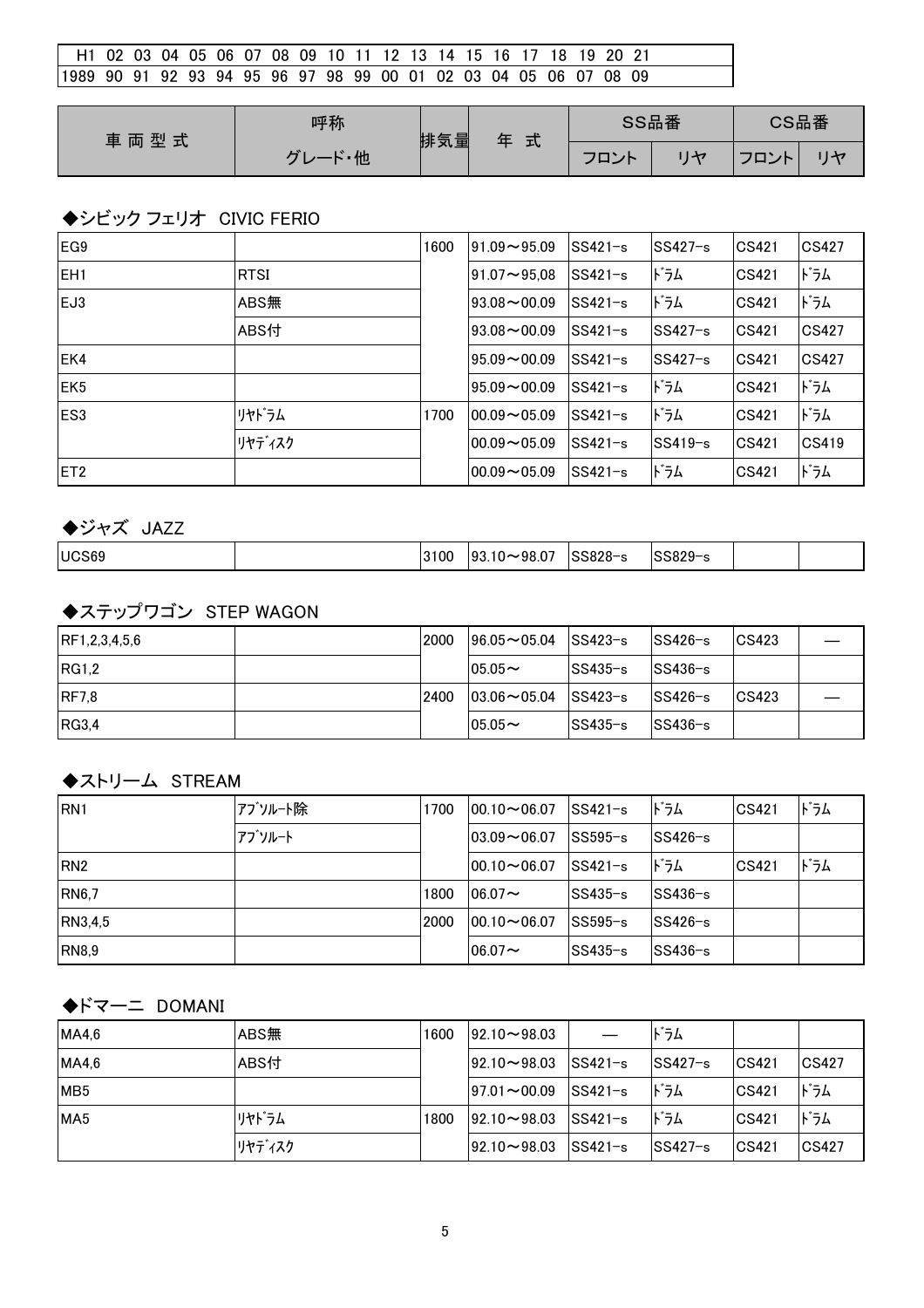| H1 02 03 04 05 06 07 08 09 10 11 12 13 14 15 16 17 18 19 20 21 |
|---|
| 1989 90 91 92 93 94 95 96 97 98 99 00 01 02 03 04 05 06 07 08 09 |

| 車両型式 | 呼称 | 排気量 | 年式 | SS品番 | | CS品番 | |
|---|---|---|---|---|---|---|---|
| | グレード・他 | | | フロント | リヤ | フロント | リヤ |

◆シビック フェリオ　CIVIC FERIO

| | | | | | | | |
|---|---|---|---|---|---|---|---|
| EG9 | | 1600 | 91.09～95.09 | SS421-s | SS427-s | CS421 | CS427 |
| EH1 | RTSI | | 91.07～95,08 | SS421-s | ﾄﾞﾗﾑ | CS421 | ﾄﾞﾗﾑ |
| EJ3 | ABS無 | | 93.08～00.09 | SS421-s | ﾄﾞﾗﾑ | CS421 | ﾄﾞﾗﾑ |
| | ABS付 | | 93.08～00.09 | SS421-s | SS427-s | CS421 | CS427 |
| EK4 | | | 95.09～00.09 | SS421-s | SS427-s | CS421 | CS427 |
| EK5 | | | 95.09～00.09 | SS421-s | ﾄﾞﾗﾑ | CS421 | ﾄﾞﾗﾑ |
| ES3 | ﾘﾔﾄﾞﾗﾑ | 1700 | 00.09～05.09 | SS421-s | ﾄﾞﾗﾑ | CS421 | ﾄﾞﾗﾑ |
| | ﾘﾔﾃﾞｨｽｸ | | 00.09～05.09 | SS421-s | SS419-s | CS421 | CS419 |
| ET2 | | | 00.09～05.09 | SS421-s | ﾄﾞﾗﾑ | CS421 | ﾄﾞﾗﾑ |

◆ジャズ　JAZZ

| | | | | | | | |
|---|---|---|---|---|---|---|---|
| UCS69 | | 3100 | 93.10～98.07 | SS828-s | SS829-s | | |

◆ステップワゴン　STEP WAGON

| | | | | | | | |
|---|---|---|---|---|---|---|---|
| RF1,2,3,4,5,6 | | 2000 | 96.05～05.04 | SS423-s | SS426-s | CS423 | — |
| RG1,2 | | | 05.05～ | SS435-s | SS436-s | | |
| RF7,8 | | 2400 | 03.06～05.04 | SS423-s | SS426-s | CS423 | — |
| RG3,4 | | | 05.05～ | SS435-s | SS436-s | | |

◆ストリーム　STREAM

| | | | | | | | |
|---|---|---|---|---|---|---|---|
| RN1 | ｱﾌﾞｿﾙｰﾄ除 | 1700 | 00.10～06.07 | SS421-s | ﾄﾞﾗﾑ | CS421 | ﾄﾞﾗﾑ |
| | ｱﾌﾞｿﾙｰﾄ | | 03.09～06.07 | SS595-s | SS426-s | | |
| RN2 | | | 00.10～06.07 | SS421-s | ﾄﾞﾗﾑ | CS421 | ﾄﾞﾗﾑ |
| RN6,7 | | 1800 | 06.07～ | SS435-s | SS436-s | | |
| RN3,4,5 | | 2000 | 00.10～06.07 | SS595-s | SS426-s | | |
| RN8,9 | | | 06.07～ | SS435-s | SS436-s | | |

◆ドマーニ　DOMANI

| | | | | | | | |
|---|---|---|---|---|---|---|---|
| MA4,6 | ABS無 | 1600 | 92.10～98.03 | — | ﾄﾞﾗﾑ | | |
| MA4,6 | ABS付 | | 92.10～98.03 | SS421-s | SS427-s | CS421 | CS427 |
| MB5 | | | 97.01～00.09 | SS421-s | ﾄﾞﾗﾑ | CS421 | ﾄﾞﾗﾑ |
| MA5 | ﾘﾔﾄﾞﾗﾑ | 1800 | 92.10～98.03 | SS421-s | ﾄﾞﾗﾑ | CS421 | ﾄﾞﾗﾑ |
| | ﾘﾔﾃﾞｨｽｸ | | 92.10～98.03 | SS421-s | SS427-s | CS421 | CS427 |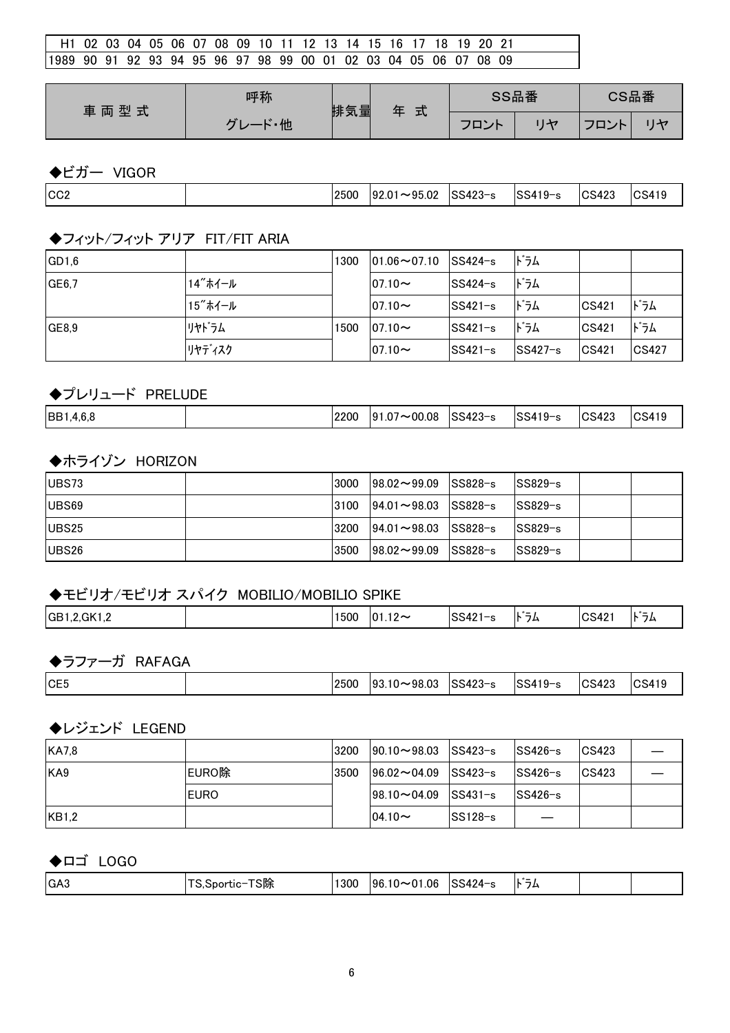| H1 | 02 | 03 | 04 | 05 | 06 | 07 | 08 | 09 | 10 | 11 | 12 | 13 | 14 | 15 | 16 | 17 | 18 | 19 | 20 | 21 |
| --- | --- | --- | --- | --- | --- | --- | --- | --- | --- | --- | --- | --- | --- | --- | --- | --- | --- | --- | --- | --- |
| 1989 | 90 | 91 | 92 | 93 | 94 | 95 | 96 | 97 | 98 | 99 | 00 | 01 | 02 | 03 | 04 | 05 | 06 | 07 | 08 | 09 |

| 車両型式 | 呼称 | 排気量 | 年式 | SS品番 | | CS品番 | |
| --- | --- | --- | --- | --- | --- | --- | --- |
| | グレード・他 | | | フロント | リヤ | フロント | リヤ |

### ◆ビガー VIGOR

| | | | | | | | |
| --- | --- | --- | --- | --- | --- | --- | --- |
| CC2 | | 2500 | 92.01～95.02 | SS423-s | SS419-s | CS423 | CS419 |

### ◆フィット/フィット アリア FIT/FIT ARIA

| | | | | | | | |
| --- | --- | --- | --- | --- | --- | --- | --- |
| GD1,6 | | 1300 | 01.06～07.10 | SS424-s | ﾄﾞﾗﾑ | | |
| GE6,7 | 14″ﾎｲｰﾙ | | 07.10～ | SS424-s | ﾄﾞﾗﾑ | | |
| | 15″ﾎｲｰﾙ | | 07.10～ | SS421-s | ﾄﾞﾗﾑ | CS421 | ﾄﾞﾗﾑ |
| GE8,9 | ﾘﾔﾄﾞﾗﾑ | 1500 | 07.10～ | SS421-s | ﾄﾞﾗﾑ | CS421 | ﾄﾞﾗﾑ |
| | ﾘﾔﾃﾞｨｽｸ | | 07.10～ | SS421-s | SS427-s | CS421 | CS427 |

### ◆プレリュード PRELUDE

| | | | | | | | |
| --- | --- | --- | --- | --- | --- | --- | --- |
| BB1,4,6,8 | | 2200 | 91.07～00.08 | SS423-s | SS419-s | CS423 | CS419 |

### ◆ホライゾン HORIZON

| | | | | | | | |
| --- | --- | --- | --- | --- | --- | --- | --- |
| UBS73 | | 3000 | 98.02～99.09 | SS828-s | SS829-s | | |
| UBS69 | | 3100 | 94.01～98.03 | SS828-s | SS829-s | | |
| UBS25 | | 3200 | 94.01～98.03 | SS828-s | SS829-s | | |
| UBS26 | | 3500 | 98.02～99.09 | SS828-s | SS829-s | | |

### ◆モビリオ/モビリオ スパイク MOBILIO/MOBILIO SPIKE

| | | | | | | | |
| --- | --- | --- | --- | --- | --- | --- | --- |
| GB1,2,GK1,2 | | 1500 | 01.12～ | SS421-s | ﾄﾞﾗﾑ | CS421 | ﾄﾞﾗﾑ |

### ◆ラファーガ RAFAGA

| | | | | | | | |
| --- | --- | --- | --- | --- | --- | --- | --- |
| CE5 | | 2500 | 93.10～98.03 | SS423-s | SS419-s | CS423 | CS419 |

### ◆レジェンド LEGEND

| | | | | | | | |
| --- | --- | --- | --- | --- | --- | --- | --- |
| KA7,8 | | 3200 | 90.10～98.03 | SS423-s | SS426-s | CS423 | — |
| KA9 | EURO除 | 3500 | 96.02～04.09 | SS423-s | SS426-s | CS423 | — |
| | EURO | | 98.10～04.09 | SS431-s | SS426-s | | |
| KB1,2 | | | 04.10～ | SS128-s | — | | |

### ◆ロゴ LOGO

| | | | | | | | |
| --- | --- | --- | --- | --- | --- | --- | --- |
| GA3 | TS,Sportic-TS除 | 1300 | 96.10～01.06 | SS424-s | ﾄﾞﾗﾑ | | |